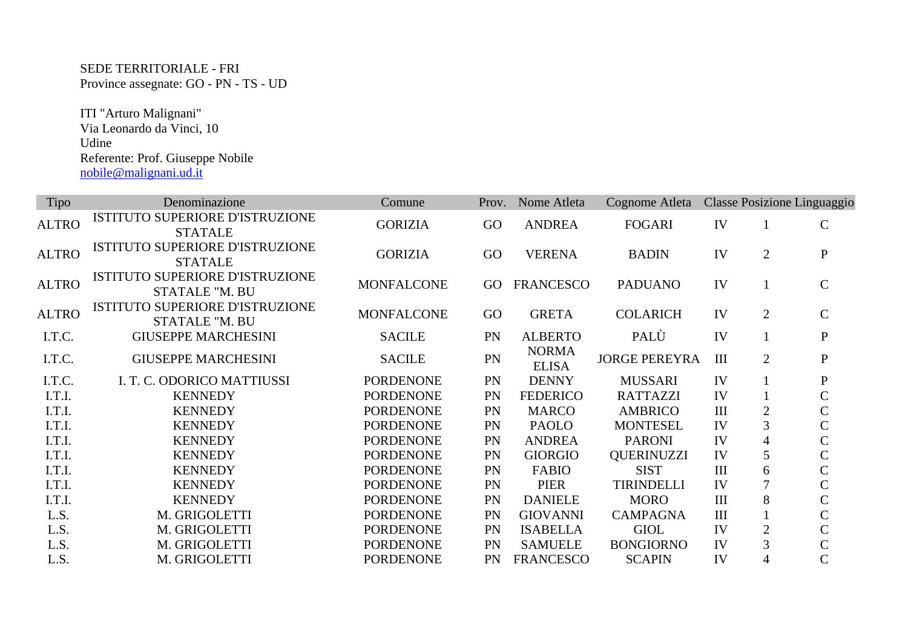SEDE TERRITORIALE - FRI
Province assegnate: GO - PN - TS - UD

ITI "Arturo Malignani"
Via Leonardo da Vinci, 10
Udine
Referente: Prof. Giuseppe Nobile
nobile@malignani.ud.it

| Tipo | Denominazione | Comune | Prov. | Nome Atleta | Cognome Atleta | Classe | Posizione | Linguaggio |
|---|---|---|---|---|---|---|---|---|
| ALTRO | ISTITUTO SUPERIORE D'ISTRUZIONE STATALE | GORIZIA | GO | ANDREA | FOGARI | IV | 1 | C |
| ALTRO | ISTITUTO SUPERIORE D'ISTRUZIONE STATALE | GORIZIA | GO | VERENA | BADIN | IV | 2 | P |
| ALTRO | ISTITUTO SUPERIORE D'ISTRUZIONE STATALE "M. BU | MONFALCONE | GO | FRANCESCO | PADUANO | IV | 1 | C |
| ALTRO | ISTITUTO SUPERIORE D'ISTRUZIONE STATALE "M. BU | MONFALCONE | GO | GRETA | COLARICH | IV | 2 | C |
| I.T.C. | GIUSEPPE MARCHESINI | SACILE | PN | ALBERTO | PALÙ | IV | 1 | P |
| I.T.C. | GIUSEPPE MARCHESINI | SACILE | PN | NORMA ELISA | JORGE PEREYRA | III | 2 | P |
| I.T.C. | I. T. C. ODORICO MATTIUSSI | PORDENONE | PN | DENNY | MUSSARI | IV | 1 | P |
| I.T.I. | KENNEDY | PORDENONE | PN | FEDERICO | RATTAZZI | IV | 1 | C |
| I.T.I. | KENNEDY | PORDENONE | PN | MARCO | AMBRICO | III | 2 | C |
| I.T.I. | KENNEDY | PORDENONE | PN | PAOLO | MONTESEL | IV | 3 | C |
| I.T.I. | KENNEDY | PORDENONE | PN | ANDREA | PARONI | IV | 4 | C |
| I.T.I. | KENNEDY | PORDENONE | PN | GIORGIO | QUERINUZZI | IV | 5 | C |
| I.T.I. | KENNEDY | PORDENONE | PN | FABIO | SIST | III | 6 | C |
| I.T.I. | KENNEDY | PORDENONE | PN | PIER | TIRINDELLI | IV | 7 | C |
| I.T.I. | KENNEDY | PORDENONE | PN | DANIELE | MORO | III | 8 | C |
| L.S. | M. GRIGOLETTI | PORDENONE | PN | GIOVANNI | CAMPAGNA | III | 1 | C |
| L.S. | M. GRIGOLETTI | PORDENONE | PN | ISABELLA | GIOL | IV | 2 | C |
| L.S. | M. GRIGOLETTI | PORDENONE | PN | SAMUELE | BONGIORNO | IV | 3 | C |
| L.S. | M. GRIGOLETTI | PORDENONE | PN | FRANCESCO | SCAPIN | IV | 4 | C |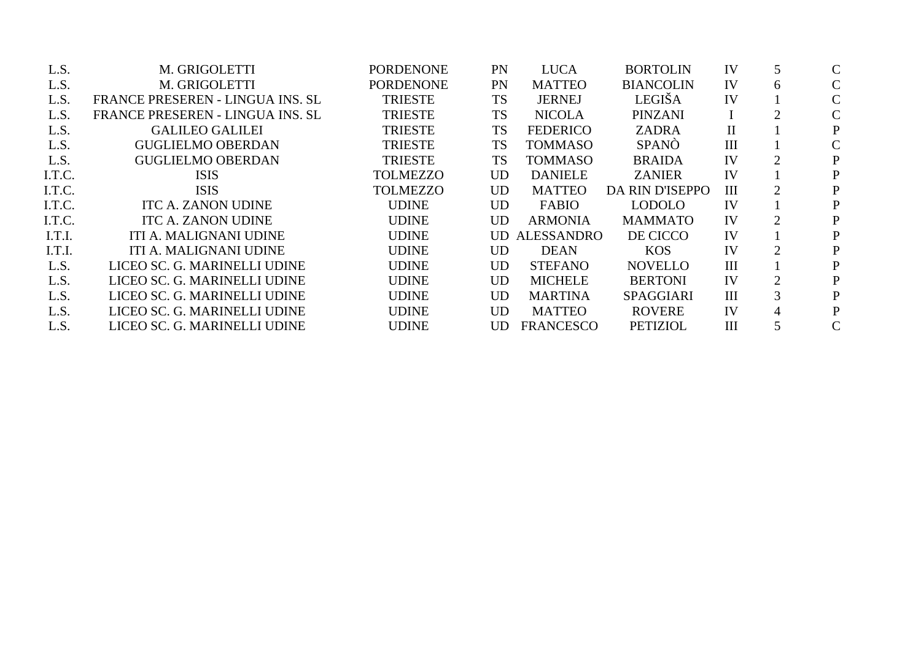| | | | | | | | | |
|---|---|---|---|---|---|---|---|---|
| L.S. | M. GRIGOLETTI | PORDENONE | PN | LUCA | BORTOLIN | IV | 5 | C |
| L.S. | M. GRIGOLETTI | PORDENONE | PN | MATTEO | BIANCOLIN | IV | 6 | C |
| L.S. | FRANCE PRESEREN - LINGUA INS. SL | TRIESTE | TS | JERNEJ | LEGIŠA | IV | 1 | C |
| L.S. | FRANCE PRESEREN - LINGUA INS. SL | TRIESTE | TS | NICOLA | PINZANI | I | 2 | C |
| L.S. | GALILEO GALILEI | TRIESTE | TS | FEDERICO | ZADRA | II | 1 | P |
| L.S. | GUGLIELMO OBERDAN | TRIESTE | TS | TOMMASO | SPANÒ | III | 1 | C |
| L.S. | GUGLIELMO OBERDAN | TRIESTE | TS | TOMMASO | BRAIDA | IV | 2 | P |
| I.T.C. | ISIS | TOLMEZZO | UD | DANIELE | ZANIER | IV | 1 | P |
| I.T.C. | ISIS | TOLMEZZO | UD | MATTEO | DA RIN D'ISEPPO | III | 2 | P |
| I.T.C. | ITC A. ZANON UDINE | UDINE | UD | FABIO | LODOLO | IV | 1 | P |
| I.T.C. | ITC A. ZANON UDINE | UDINE | UD | ARMONIA | MAMMATO | IV | 2 | P |
| I.T.I. | ITI A. MALIGNANI UDINE | UDINE | UD | ALESSANDRO | DE CICCO | IV | 1 | P |
| I.T.I. | ITI A. MALIGNANI UDINE | UDINE | UD | DEAN | KOS | IV | 2 | P |
| L.S. | LICEO SC. G. MARINELLI UDINE | UDINE | UD | STEFANO | NOVELLO | III | 1 | P |
| L.S. | LICEO SC. G. MARINELLI UDINE | UDINE | UD | MICHELE | BERTONI | IV | 2 | P |
| L.S. | LICEO SC. G. MARINELLI UDINE | UDINE | UD | MARTINA | SPAGGIARI | III | 3 | P |
| L.S. | LICEO SC. G. MARINELLI UDINE | UDINE | UD | MATTEO | ROVERE | IV | 4 | P |
| L.S. | LICEO SC. G. MARINELLI UDINE | UDINE | UD | FRANCESCO | PETIZIOL | III | 5 | C |